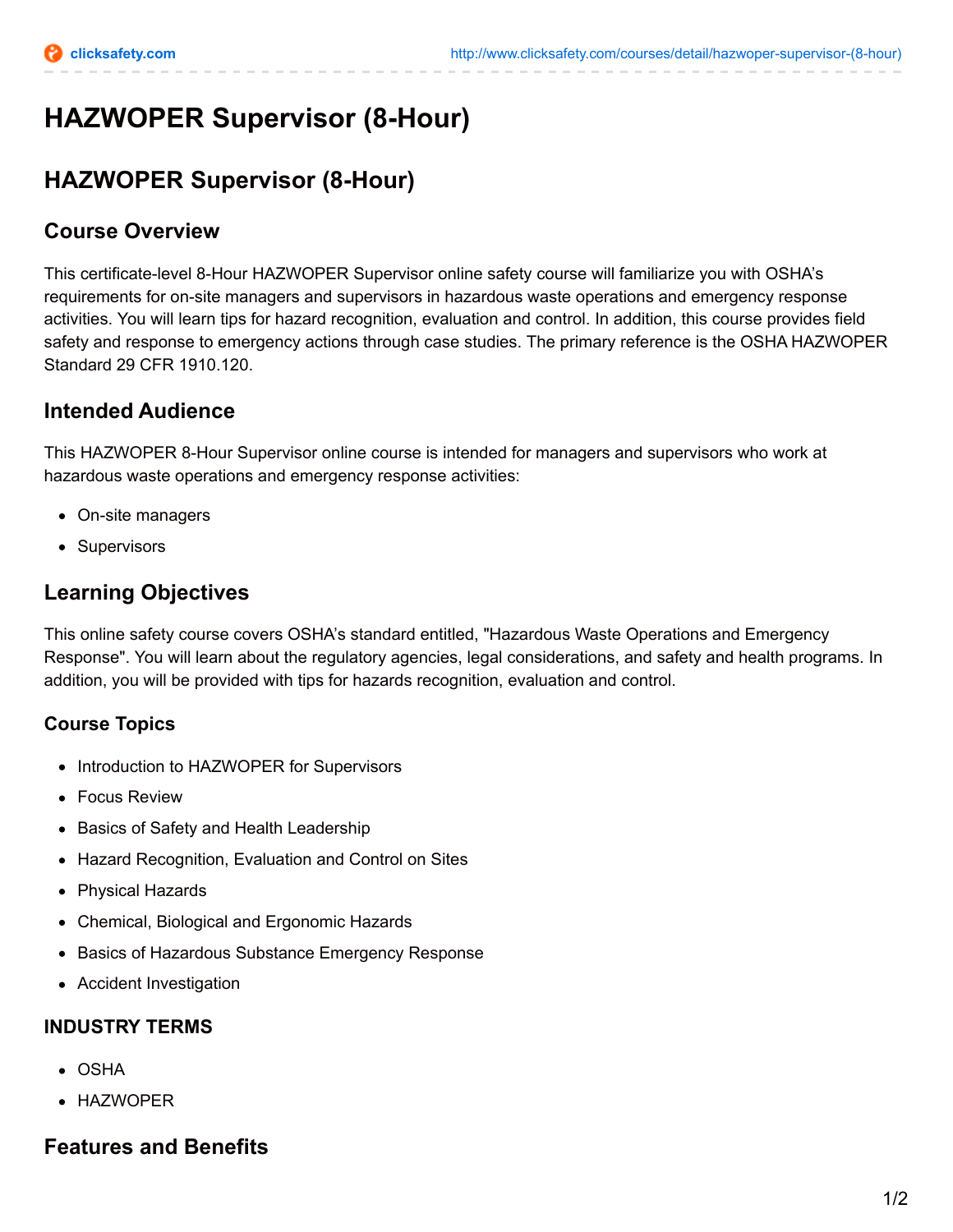# HAZWOPER Supervisor (8-Hour)

## HAZWOPER Supervisor (8-Hour)

### Course Overview

This certificate-level 8-Hour HAZWOPER Supervisor online safety course will familiarize you with OSHA's requirements for on-site managers and supervisors in hazardous waste operations and emergency response activities. You will learn tips for hazard recognition, evaluation and control. In addition, this course provides field safety and response to emergency actions through case studies. The primary reference is the OSHA HAZWOPER Standard 29 CFR 1910.120.

### Intended Audience

This HAZWOPER 8-Hour Supervisor online course is intended for managers and supervisors who work at hazardous waste operations and emergency response activities:

- On-site managers
- Supervisors

### Learning Objectives

This online safety course covers OSHA's standard entitled, "Hazardous Waste Operations and Emergency Response". You will learn about the regulatory agencies, legal considerations, and safety and health programs. In addition, you will be provided with tips for hazards recognition, evaluation and control.

#### Course Topics

- Introduction to HAZWOPER for Supervisors
- Focus Review
- Basics of Safety and Health Leadership
- Hazard Recognition, Evaluation and Control on Sites
- Physical Hazards
- Chemical, Biological and Ergonomic Hazards
- Basics of Hazardous Substance Emergency Response
- Accident Investigation

#### INDUSTRY TERMS

- OSHA
- HAZWOPER

### Features and Benefits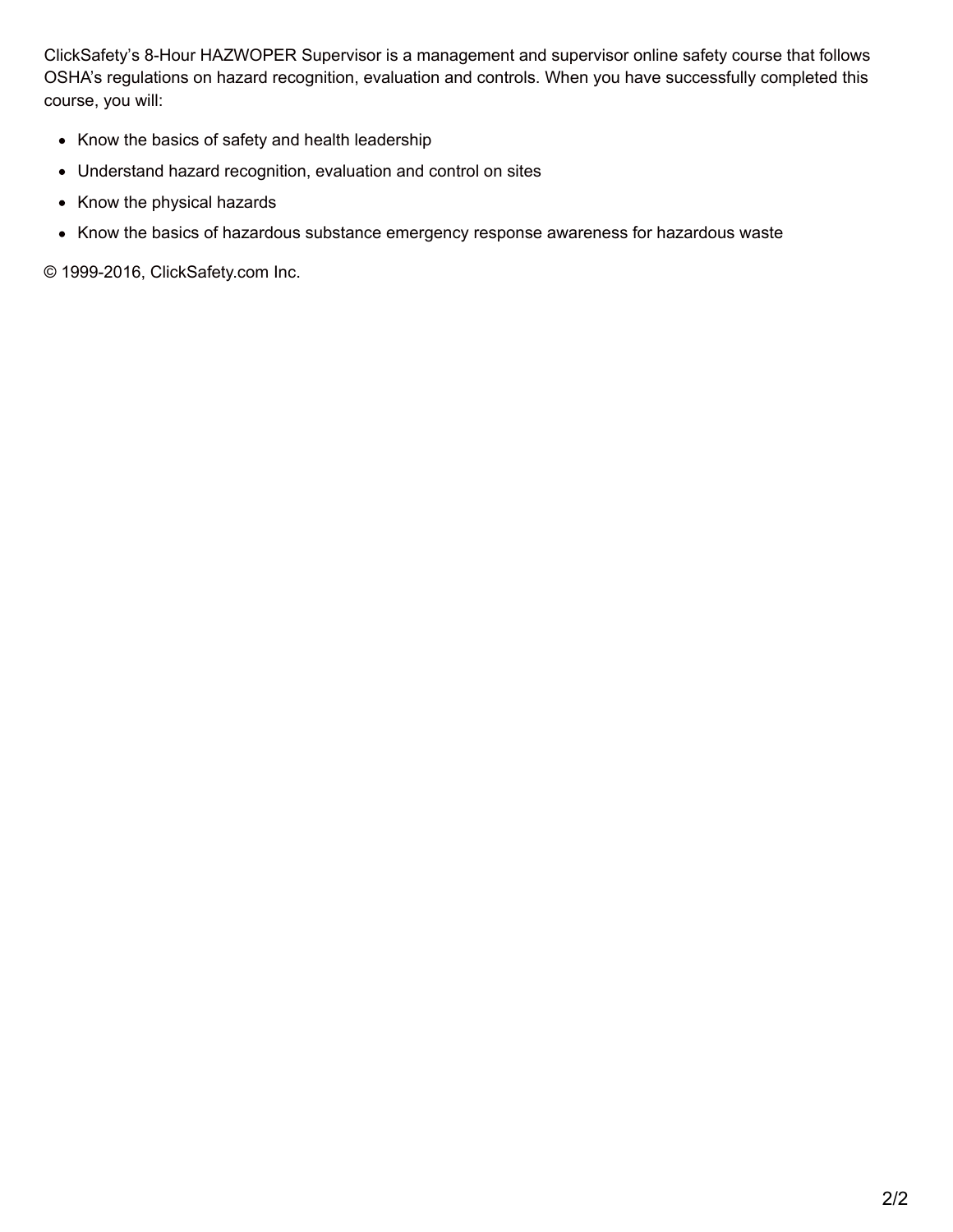ClickSafety's 8-Hour HAZWOPER Supervisor is a management and supervisor online safety course that follows OSHA's regulations on hazard recognition, evaluation and controls. When you have successfully completed this course, you will:

- Know the basics of safety and health leadership
- Understand hazard recognition, evaluation and control on sites
- Know the physical hazards
- Know the basics of hazardous substance emergency response awareness for hazardous waste

© 1999-2016, ClickSafety.com Inc.